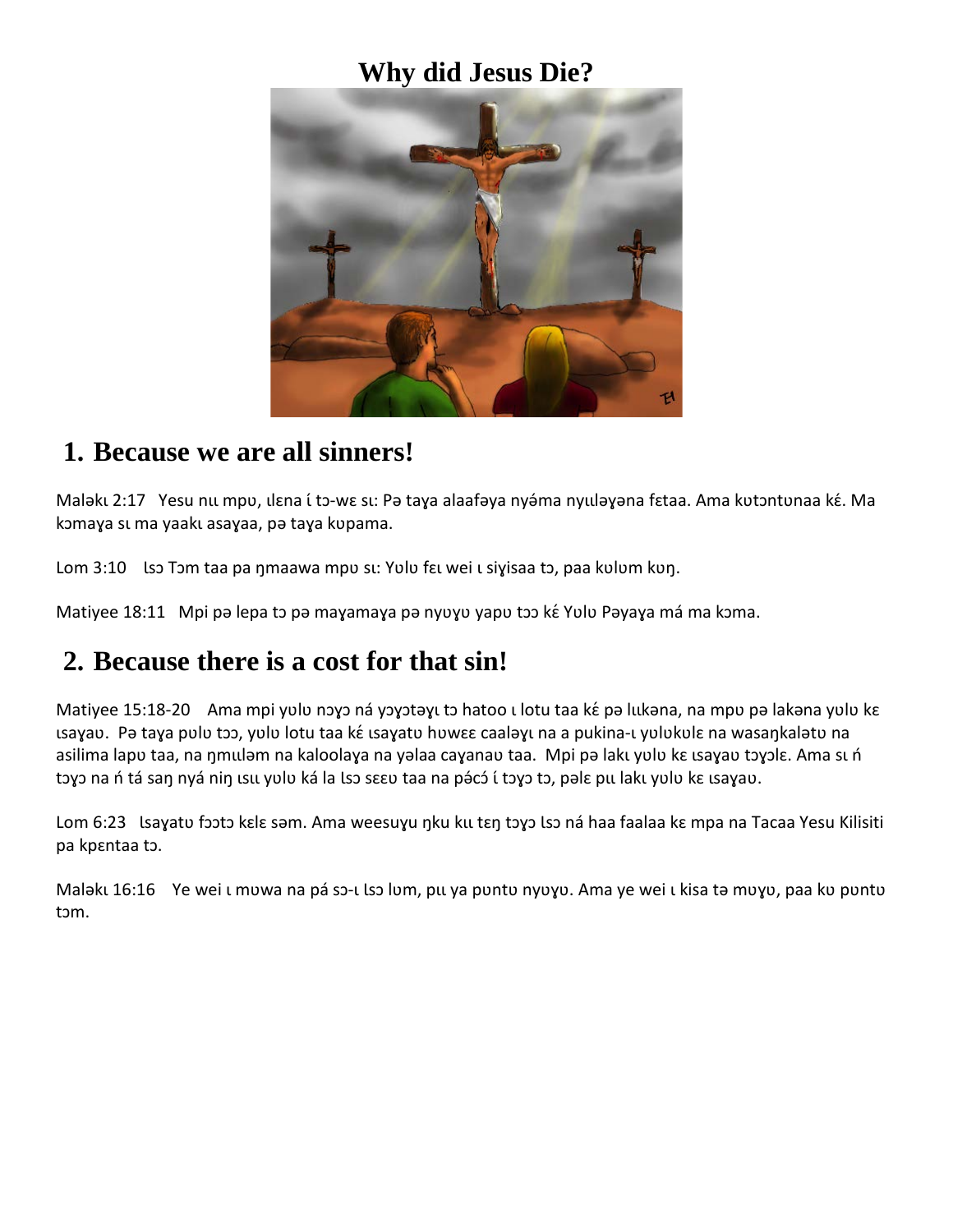# Why did Jesus Die?

## 1. Because we are all sinners!

Maləkɩ 2:17   Yesu nɩɩ mpʋ, ɩlɛna ɩ́ tɔ-wɛ sɩ: Pə taɣa alaafəya nyə́ma nyɩɩləɣəna fɛtaa. Ama kʋtɔntʋnaa kɛ́. Ma kɔmaɣa sɩ ma yaakɩ asaɣaa, pə taɣa kʋpama.

Lom 3:10   Ɩsɔ Tɔm taa pa ŋmaawa mpʋ sɩ: Yʋlʋ fɛɩ wei ɩ siɣisaa tɔ, paa kʋlʋm kʋŋ.

Matiyee 18:11   Mpi pə lepa tɔ pə maɣamaɣa pə nyʋɣʋ yapʋ tɔɔ kɛ́ Yʋlʋ Pəyaɣa má ma kɔma.

## 2. Because there is a cost for that sin!

Matiyee 15:18-20   Ama mpi yʋlʋ nɔyɔ ná yɔɣɔtəyɩ tɔ hatoo ɩ lotu taa kɛ́ pə lɩɩkəna, na mpʋ pə lakəna yʋlʋ kɛ ɩsaɣaʋ. Pə taɣa pʋlʋ tɔɔ, yʋlʋ lotu taa kɛ́ ɩsaɣatʋ hʋwɛɛ caaləyɩ na a pukina-ɩ yʋlʋkʋlɛ na wasaŋkalətʋ na asilima lapʋ taa, na ŋmɩɩləm na kaloolaɣa na yəlaa caɣanaʋ taa. Mpi pə lakɩ yʋlʋ kɛ ɩsaɣaʋ tɔyɔlɛ. Ama sɩ ń tɔyɔ na ń tá saŋ nyá niŋ ɩsɩɩ yʋlʋ ká la Ɩsɔ sɛɛʋ taa na pácɔ́ ɩ́ tɔyɔ tɔ, pəlɛ pɩɩ lakɩ yʋlʋ kɛ ɩsaɣaʋ.

Lom 6:23   Ɩsaɣatʋ fɔɔtɔ kɛlɛ səm. Ama weesuɣu ŋku kɩɩ tɛŋ tɔyɔ Ɩsɔ ná haa faalaa kɛ mpa na Tacaa Yesu Kilisiti pa kpɛntaa tɔ.

Maləkɩ 16:16   Ye wei ɩ mʋwa na pá sɔ-ɩ Ɩsɔ lʋm, pɩɩ ya pʋntʋ nyʋɣʋ. Ama ye wei ɩ kisa tə mʋɣʋ, paa kʋ pʋntʋ tɔm.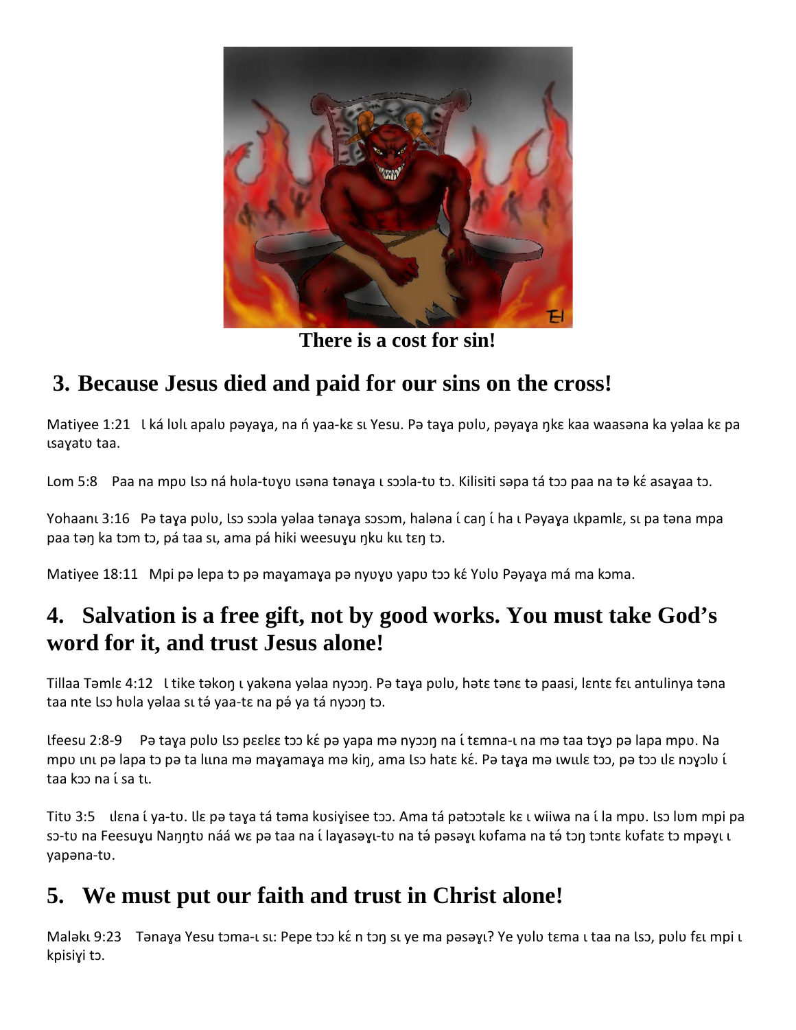There is a cost for sin!

## 3. Because Jesus died and paid for our sins on the cross!

Matiyee 1:21   Ɩ ká lʋlɩ apalʋ pəɣaɣa, na ń yaa-kɛ sɩ Yesu. Pə taɣa pʋlʋ, pəɣaɣa ŋkɛ kaa waasəna ka yəlaa kɛ pa ɩsaɣatʋ taa.

Lom 5:8   Paa na mpʋ Ɩsɔ ná hʋla-tʋɣʋ ɩsəna tənaɣa ɩ sɔɔla-tʋ tɔ. Kilisiti səpa tá tɔɔ paa na tə kɛ́ asaɣaa tɔ.

Yohaanɩ 3:16   Pə taɣa pʋlʋ, Ɩsɔ sɔɔla yəlaa tənaɣa sɔsɔm, haləna ɩ́ caŋ ɩ́ ha ɩ Pəɣaɣa ɩkpamlɛ, sɩ pa təna mpa paa təŋ ka tɔm tɔ, pá taa sɩ, ama pá hiki weesuɣu ŋku kɩɩ tɛŋ tɔ.

Matiyee 18:11   Mpi pə lepa tɔ pə maɣamaɣa pə nyʋɣʋ yapʋ tɔɔ kɛ́ Yʋlʋ Pəɣaɣa má ma kɔma.

## 4. Salvation is a free gift, not by good works. You must take God's word for it, and trust Jesus alone!

Tillaa Təmlɛ 4:12   Ɩ tike təkoŋ ɩ yakəna yəlaa nyɔɔŋ. Pə taɣa pʋlʋ, hətɛ tənɛ tə paasi, lɛntɛ fɛɩ antulinya təna taa nte Ɩsɔ hʋla yəlaa sɩ tə́ yaa-tɛ na pə́ ya tá nyɔɔŋ tɔ.

Ɩfeesu 2:8-9   Pə taɣa pʋlʋ Ɩsɔ pɛɛlɛɛ tɔɔ kɛ́ pə yapa mə nyɔɔŋ na ɩ́ tɛmna-ɩ na mə taa tɔɣɔ pə lapa mpʋ. Na mpʋ ɩnɩ pə lapa tɔ pə ta lɩɩna mə maɣamaɣa mə kiŋ, ama Ɩsɔ hatɛ kɛ́. Pə taɣa mə ɩwɩɩlɛ tɔɔ, pə tɔɔ ɩlɛ nɔɣɔlʋ ɩ́ taa kɔɔ na ɩ́ sa tɩ.

Titʋ 3:5   ɩlɛna ɩ́ ya-tʋ. Ɩlɛ pə taɣa tá təma kʋsiyisee tɔɔ. Ama tá pətɔɔtəlɛ kɛ ɩ wiiwa na ɩ́ la mpʋ. Ɩsɔ lʋm mpi pa sɔ-tʋ na Feesuɣu Naŋŋtʋ náá wɛ pə taa na ɩ́ laɣasəɣɩ-tʋ na tə́ pəsəɣɩ kʋfama na tə́ tɔŋ tɔntɛ kʋfatɛ tɔ mpəɣɩ ɩ yapəna-tʋ.

## 5. We must put our faith and trust in Christ alone!

Maləkɩ 9:23   Tənaɣa Yesu tɔma-ɩ sɩ: Pepe tɔɔ kɛ́ n tɔŋ sɩ ye ma pəsəɣɩ? Ye yʋlʋ tɛma ɩ taa na Ɩsɔ, pʋlʋ fɛɩ mpi ɩ kpisiyi tɔ.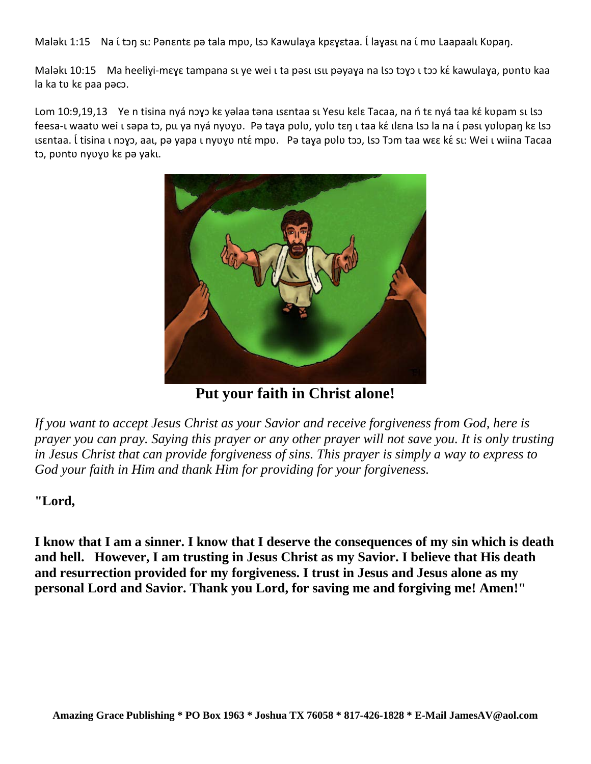Malǝkɩ 1:15   Na ɩ́ tɔŋ sɩ: Pǝnɛntɛ pǝ tala mpʊ, ɩsɔ Kawulaɣa kpɛɣɛtaa. Ɩ́ laɣasɩ na ɩ́ mʊ Laapaalɩ Kʊpaŋ.

Malǝkɩ 10:15   Ma heeliyi-mɛɣɛ tampana sɩ ye wei ɩ ta pǝsɩ ɩsɩɩ pǝyaɣa na ɩsɔ tɔɣɔ ɩ tɔɔ kɛ́ kawulaɣa, pʊntʊ kaa la ka tʊ kɛ paa pǝcɔ.

Lom 10:9,19,13   Ye n tisina nyá nɔɣɔ kɛ yǝlaa tǝna ɩsɛntaa sɩ Yesu kɛlɛ Tacaa, na ń tɛ nyá taa kɛ́ kʊpam sɩ ɩsɔ feesa-ɩ waatʊ wei ɩ sǝpa tɔ, pɩɩ ya nyá nyʊɣʊ.  Pǝ taɣa pʊlʊ, yʊlʊ tɛŋ ɩ taa kɛ́ ɩlɛna ɩsɔ la na ɩ́ pǝsɩ yʊlʊpaŋ kɛ ɩsɔ ɩsɛntaa. Ɩ́ tisina ɩ nɔɣɔ, aaɩ, pǝ yapa ɩ nyʊɣʊ ntɛ́ mpʊ.   Pǝ taɣa pʊlʊ tɔɔ, ɩsɔ Tɔm taa wɛɛ kɛ́ sɩ: Wei ɩ wiina Tacaa tɔ, pʊntʊ nyʊɣʊ kɛ pǝ yakɩ.

**Put your faith in Christ alone!**

*If you want to accept Jesus Christ as your Savior and receive forgiveness from God, here is prayer you can pray. Saying this prayer or any other prayer will not save you. It is only trusting in Jesus Christ that can provide forgiveness of sins. This prayer is simply a way to express to God your faith in Him and thank Him for providing for your forgiveness.*

**"Lord,**

**I know that I am a sinner. I know that I deserve the consequences of my sin which is death and hell.   However, I am trusting in Jesus Christ as my Savior. I believe that His death and resurrection provided for my forgiveness. I trust in Jesus and Jesus alone as my personal Lord and Savior. Thank you Lord, for saving me and forgiving me! Amen!"**

**Amazing Grace Publishing * PO Box 1963 * Joshua TX 76058 * 817-426-1828 * E-Mail JamesAV@aol.com**